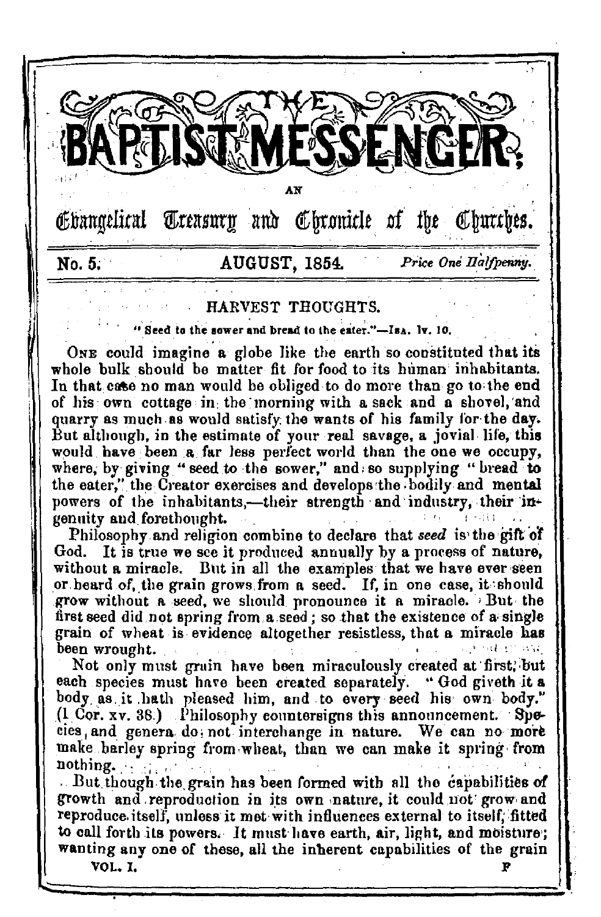# THE BAPTIST MESSENGER;

AN

Evangelical Treasury and Chronicle of the Churches.

**No. 5.** **AUGUST, 1854.** *Price One Halfpenny.*

## HARVEST THOUGHTS.

"Seed to the sower and bread to the eater."—ISA. lv. 10.

ONE could imagine a globe like the earth so constituted that its whole bulk should be matter fit for food to its human inhabitants. In that case no man would be obliged to do more than go to the end of his own cottage in the morning with a sack and a shovel, and quarry as much as would satisfy the wants of his family for the day. But although, in the estimate of your real savage, a jovial life, this would have been a far less perfect world than the one we occupy, where, by giving "seed to the sower," and so supplying "bread to the eater," the Creator exercises and develops the bodily and mental powers of the inhabitants,—their strength and industry, their ingenuity and forethought.

Philosophy and religion combine to declare that *seed* is the gift of God. It is true we see it produced annually by a process of nature, without a miracle. But in all the examples that we have ever seen or heard of, the grain grows from a seed. If, in one case, it should grow without a seed, we should pronounce it a miracle. But the first seed did not spring from a seed; so that the existence of a single grain of wheat is evidence altogether resistless, that a miracle has been wrought.

Not only must grain have been miraculously created at first, but each species must have been created separately. "God giveth it a body as it hath pleased him, and to every seed his own body." (1 Cor. xv. 38.) Philosophy countersigns this announcement. Species and genera do not interchange in nature. We can no more make barley spring from wheat, than we can make it spring from nothing.

But though the grain has been formed with all the capabilities of growth and reproduction in its own nature, it could not grow and reproduce itself, unless it met with influences external to itself, fitted to call forth its powers. It must have earth, air, light, and moisture; wanting any one of these, all the inherent capabilities of the grain

VOL. I. F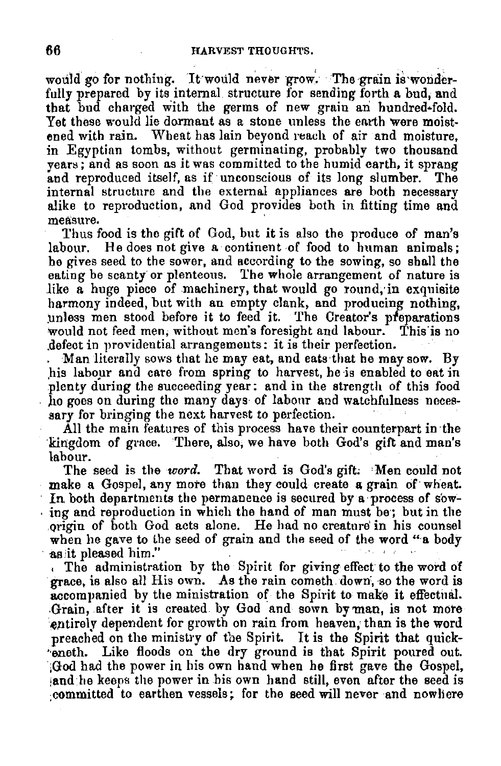would go for nothing. It would never grow. The grain is wonderfully prepared by its internal structure for sending forth a bud, and that bud charged with the germs of new grain an hundred-fold. Yet these would lie dormant as a stone unless the earth were moistened with rain. Wheat has lain beyond reach of air and moisture, in Egyptian tombs, without germinating, probably two thousand years; and as soon as it was committed to the humid earth, it sprang and reproduced itself, as if unconscious of its long slumber. The internal structure and the external appliances are both necessary alike to reproduction, and God provides both in fitting time and measure.

Thus food is the gift of God, but it is also the produce of man's labour. He does not give a continent of food to human animals; he gives seed to the sower, and according to the sowing, so shall the eating be scanty or plenteous. The whole arrangement of nature is like a huge piece of machinery, that would go round, in exquisite harmony indeed, but with an empty clank, and producing nothing, unless men stood before it to feed it. The Creator's preparations would not feed men, without men's foresight and labour. This is no defect in providential arrangements: it is their perfection.

Man literally sows that he may eat, and eats that he may sow. By his labour and care from spring to harvest, he is enabled to eat in plenty during the succeeding year: and in the strength of this food he goes on during the many days of labour and watchfulness necessary for bringing the next harvest to perfection.

All the main features of this process have their counterpart in the kingdom of grace. There, also, we have both God's gift and man's labour.

The seed is the *word*. That word is God's gift. Men could not make a Gospel, any more than they could create a grain of wheat. In both departments the permanence is secured by a process of sowing and reproduction in which the hand of man must be; but in the origin of both God acts alone. He had no creature in his counsel when he gave to the seed of grain and the seed of the word "a body as it pleased him."

The administration by the Spirit for giving effect to the word of grace, is also all His own. As the rain cometh down, so the word is accompanied by the ministration of the Spirit to make it effectual. Grain, after it is created by God and sown by man, is not more entirely dependent for growth on rain from heaven, than is the word preached on the ministry of the Spirit. It is the Spirit that quickeneth. Like floods on the dry ground is that Spirit poured out. God had the power in his own hand when he first gave the Gospel, and he keeps the power in his own hand still, even after the seed is committed to earthen vessels; for the seed will never and nowhere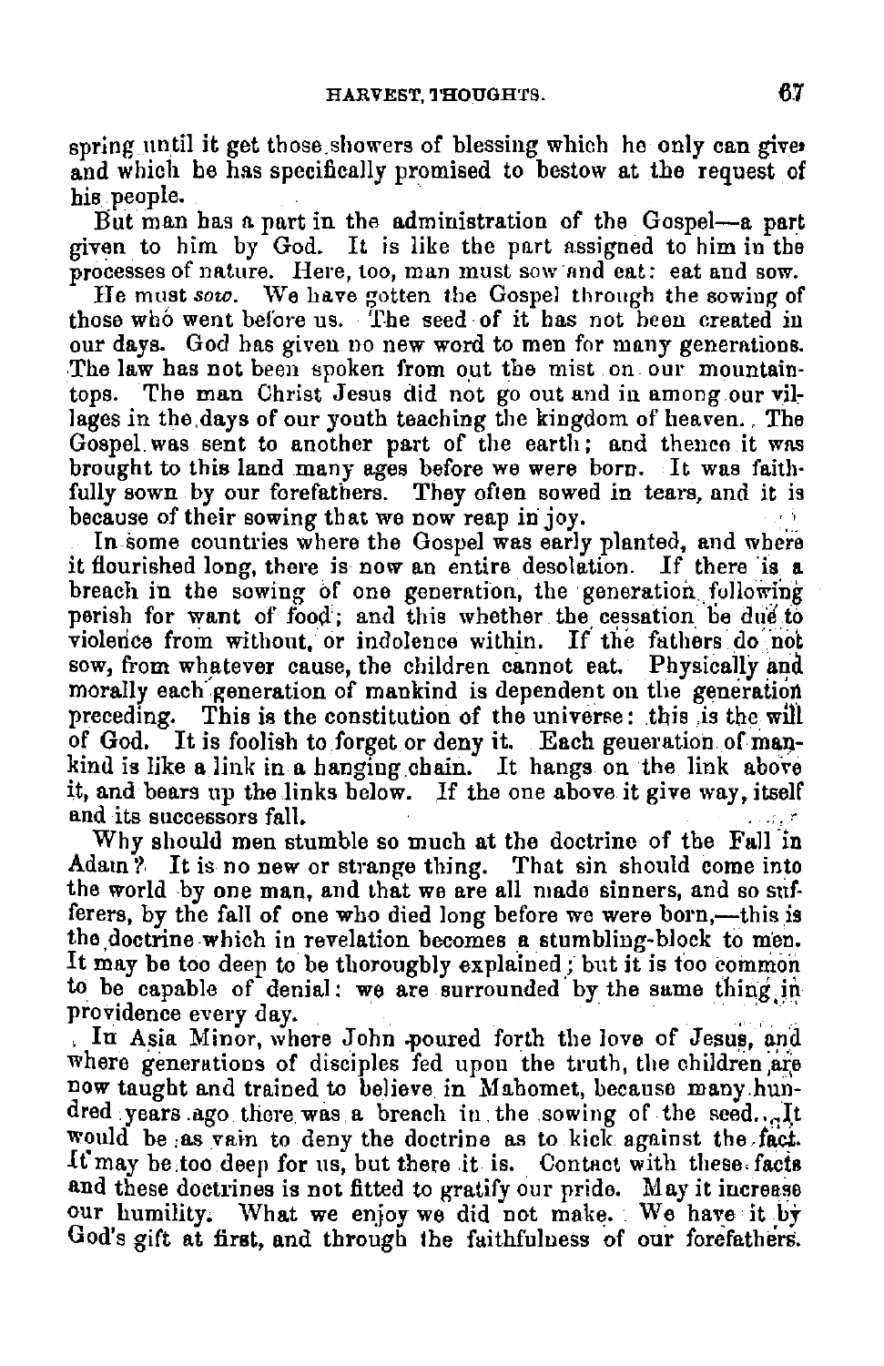spring until it get those showers of blessing which he only can give and which he has specifically promised to bestow at the request of his people.

But man has a part in the administration of the Gospel—a part given to him by God. It is like the part assigned to him in the processes of nature. Here, too, man must sow and eat: eat and sow.

He must *sow*. We have gotten the Gospel through the sowing of those who went before us. The seed of it has not been created in our days. God has given no new word to men for many generations. The law has not been spoken from out the mist on our mountain-tops. The man Christ Jesus did not go out and in among our villages in the days of our youth teaching the kingdom of heaven. The Gospel was sent to another part of the earth; and thence it was brought to this land many ages before we were born. It was faithfully sown by our forefathers. They often sowed in tears, and it is because of their sowing that we now reap in joy.

In some countries where the Gospel was early planted, and where it flourished long, there is now an entire desolation. If there is a breach in the sowing of one generation, the generation following perish for want of food; and this whether the cessation be due to violence from without, or indolence within. If the fathers do not sow, from whatever cause, the children cannot eat. Physically and morally each generation of mankind is dependent on the generation preceding. This is the constitution of the universe: this is the will of God. It is foolish to forget or deny it. Each generation of mankind is like a link in a hanging chain. It hangs on the link above it, and bears up the links below. If the one above it give way, itself and its successors fall.

Why should men stumble so much at the doctrine of the Fall in Adam? It is no new or strange thing. That sin should come into the world by one man, and that we are all made sinners, and so sufferers, by the fall of one who died long before we were born,—this is the doctrine which in revelation becomes a stumbling-block to men. It may be too deep to be thoroughly explained; but it is too common to be capable of denial: we are surrounded by the same thing in providence every day.

In Asia Minor, where John poured forth the love of Jesus, and where generations of disciples fed upon the truth, the children are now taught and trained to believe in Mahomet, because many hundred years ago there was a breach in the sowing of the seed. It would be as vain to deny the doctrine as to kick against the fact. It may be too deep for us, but there it is. Contact with these facts and these doctrines is not fitted to gratify our pride. May it increase our humility. What we enjoy we did not make. We have it by God's gift at first, and through the faithfulness of our forefathers.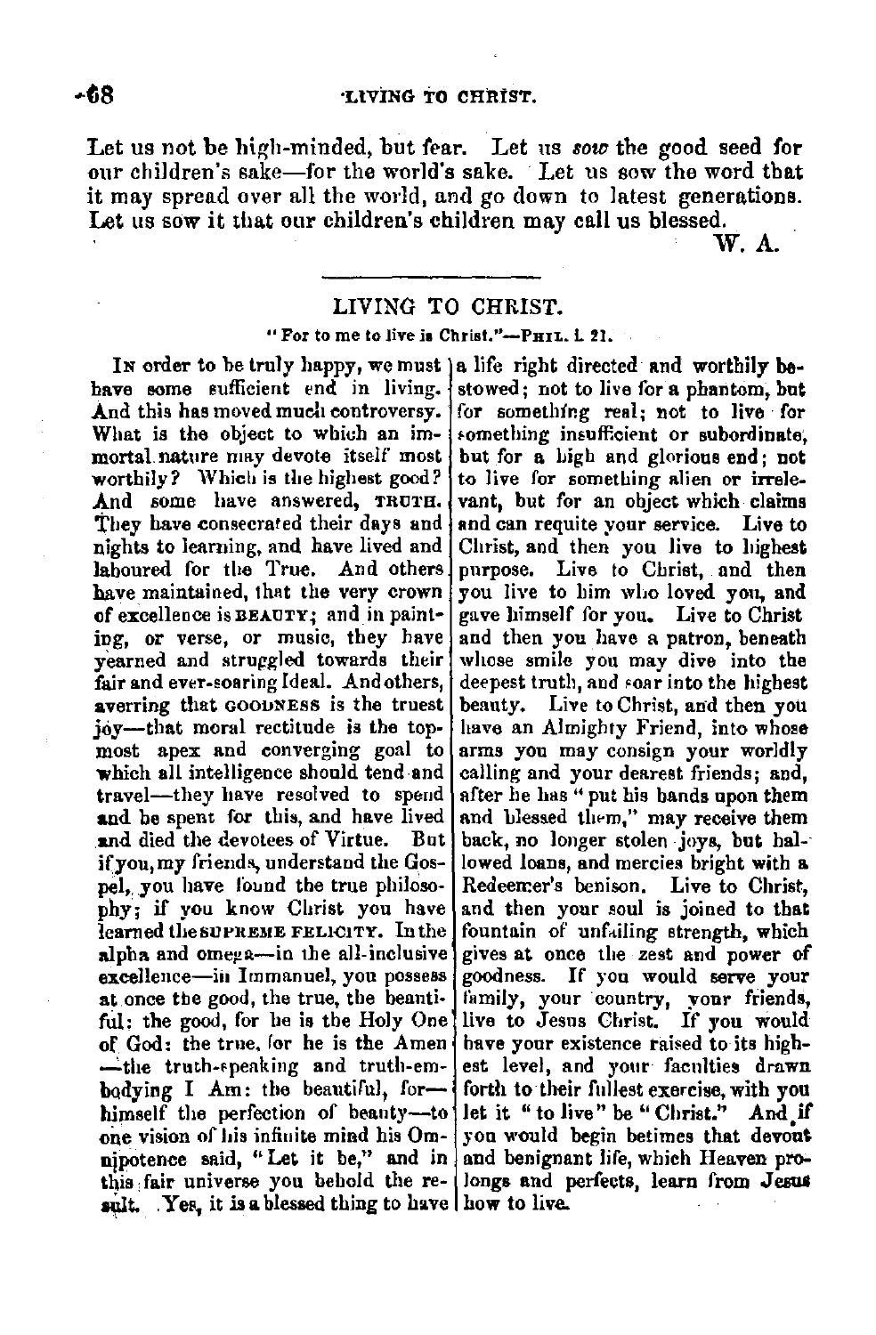Let us not be high-minded, but fear. Let us *sow* the good seed for our children's sake—for the world's sake. Let us sow the word that it may spread over all the world, and go down to latest generations. Let us sow it that our children's children may call us blessed.

W. A.

---

## LIVING TO CHRIST.

"For to me to live is Christ."—PHIL. i. 21.

IN order to be truly happy, we must have some sufficient end in living. And this has moved much controversy. What is the object to which an immortal nature may devote itself most worthily? Which is the highest good? And some have answered, TRUTH. They have consecrated their days and nights to learning, and have lived and laboured for the True. And others have maintained, that the very crown of excellence is BEAUTY; and in painting, or verse, or music, they have yearned and struggled towards their fair and ever-soaring Ideal. And others, averring that GOODNESS is the truest joy—that moral rectitude is the topmost apex and converging goal to which all intelligence should tend and travel—they have resolved to spend and be spent for this, and have lived and died the devotees of Virtue. But if you, my friends, understand the Gospel, you have found the true philosophy; if you know Christ you have learned the SUPREME FELICITY. In the alpha and omega—in the all-inclusive excellence—in Immanuel, you possess at once the good, the true, the beautiful: the good, for he is the Holy One of God: the true, for he is the Amen—the truth-speaking and truth-embodying I Am: the beautiful, for—himself the perfection of beauty—to one vision of his infinite mind his Omnipotence said, "Let it be," and in this fair universe you behold the result. Yes, it is a blessed thing to have a life right directed and worthily bestowed; not to live for a phantom, but for something real; not to live for something insufficient or subordinate, but for a high and glorious end; not to live for something alien or irrelevant, but for an object which claims and can requite your service. Live to Christ, and then you live to highest purpose. Live to Christ, and then you live to him who loved you, and gave himself for you. Live to Christ and then you have a patron, beneath whose smile you may dive into the deepest truth, and soar into the highest beauty. Live to Christ, and then you have an Almighty Friend, into whose arms you may consign your worldly calling and your dearest friends; and, after he has "put his hands upon them and blessed them," may receive them back, no longer stolen joys, but hallowed loans, and mercies bright with a Redeemer's benison. Live to Christ, and then your soul is joined to that fountain of unfailing strength, which gives at once the zest and power of goodness. If you would serve your family, your country, your friends, live to Jesus Christ. If you would have your existence raised to its highest level, and your faculties drawn forth to their fullest exercise, with you let it "to live" be "Christ." And if you would begin betimes that devout and benignant life, which Heaven prolongs and perfects, learn from Jesus how to live.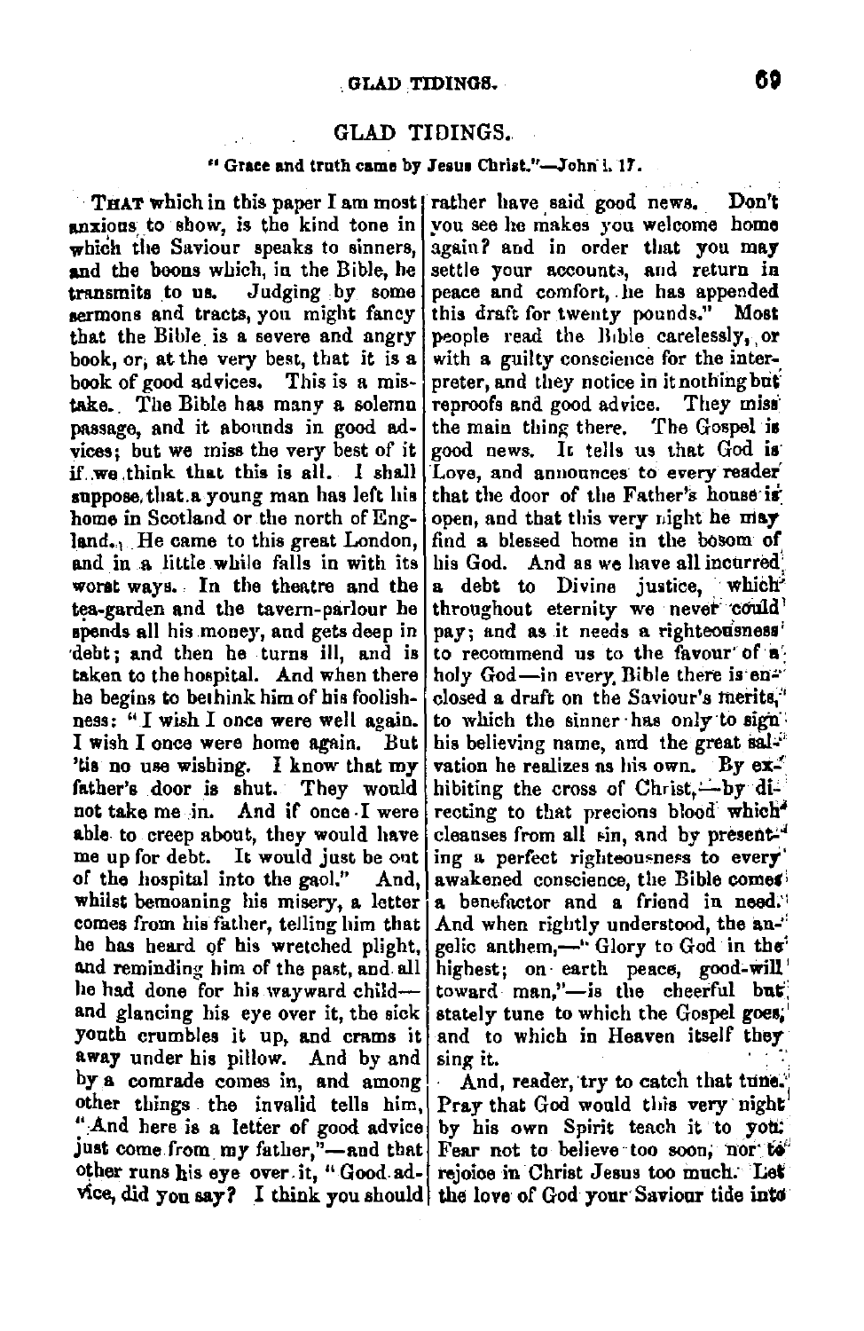# GLAD TIDINGS.

"Grace and truth came by Jesus Christ."—John i. 17.

THAT which in this paper I am most anxious to show, is the kind tone in which the Saviour speaks to sinners, and the boons which, in the Bible, he transmits to us. Judging by some sermons and tracts, you might fancy that the Bible is a severe and angry book, or, at the very best, that it is a book of good advices. This is a mistake. The Bible has many a solemn passage, and it abounds in good advices; but we miss the very best of it if we think that this is all. I shall suppose, that a young man has left his home in Scotland or the north of England. He came to this great London, and in a little while falls in with its worst ways. In the theatre and the tea-garden and the tavern-parlour he spends all his money, and gets deep in debt; and then he turns ill, and is taken to the hospital. And when there he begins to bethink him of his foolishness: "I wish I once were well again. I wish I once were home again. But 'tis no use wishing. I know that my father's door is shut. They would not take me in. And if once I were able to creep about, they would have me up for debt. It would just be out of the hospital into the gaol." And, whilst bemoaning his misery, a letter comes from his father, telling him that he has heard of his wretched plight, and reminding him of the past, and all he had done for his wayward child—and glancing his eye over it, the sick youth crumbles it up, and crams it away under his pillow. And by and by a comrade comes in, and among other things the invalid tells him, "And here is a letter of good advice just come from my father,"—and that other runs his eye over it, "Good advice, did you say? I think you should rather have said good news. Don't you see he makes you welcome home again? and in order that you may settle your accounts, and return in peace and comfort, he has appended this draft for twenty pounds." Most people read the Bible carelessly, or with a guilty conscience for the interpreter, and they notice in it nothing but reproofs and good advice. They miss the main thing there. The Gospel is good news. It tells us that God is Love, and announces to every reader that the door of the Father's house is open, and that this very night he may find a blessed home in the bosom of his God. And as we have all incurred a debt to Divine justice, which throughout eternity we never could pay; and as it needs a righteousness to recommend us to the favour of a holy God—in every Bible there is enclosed a draft on the Saviour's merits, to which the sinner has only to sign his believing name, and the great salvation he realizes as his own. By exhibiting the cross of Christ,—by directing to that precious blood which cleanses from all sin, and by presenting a perfect righteousness to every awakened conscience, the Bible comes a benefactor and a friend in need. And when rightly understood, the angelic anthem,—"Glory to God in the highest; on earth peace, good-will toward man,"—is the cheerful but stately tune to which the Gospel goes, and to which in Heaven itself they sing it.

And, reader, try to catch that tune. Pray that God would this very night by his own Spirit teach it to you. Fear not to believe too soon, nor to rejoice in Christ Jesus too much. Let the love of God your Saviour tide into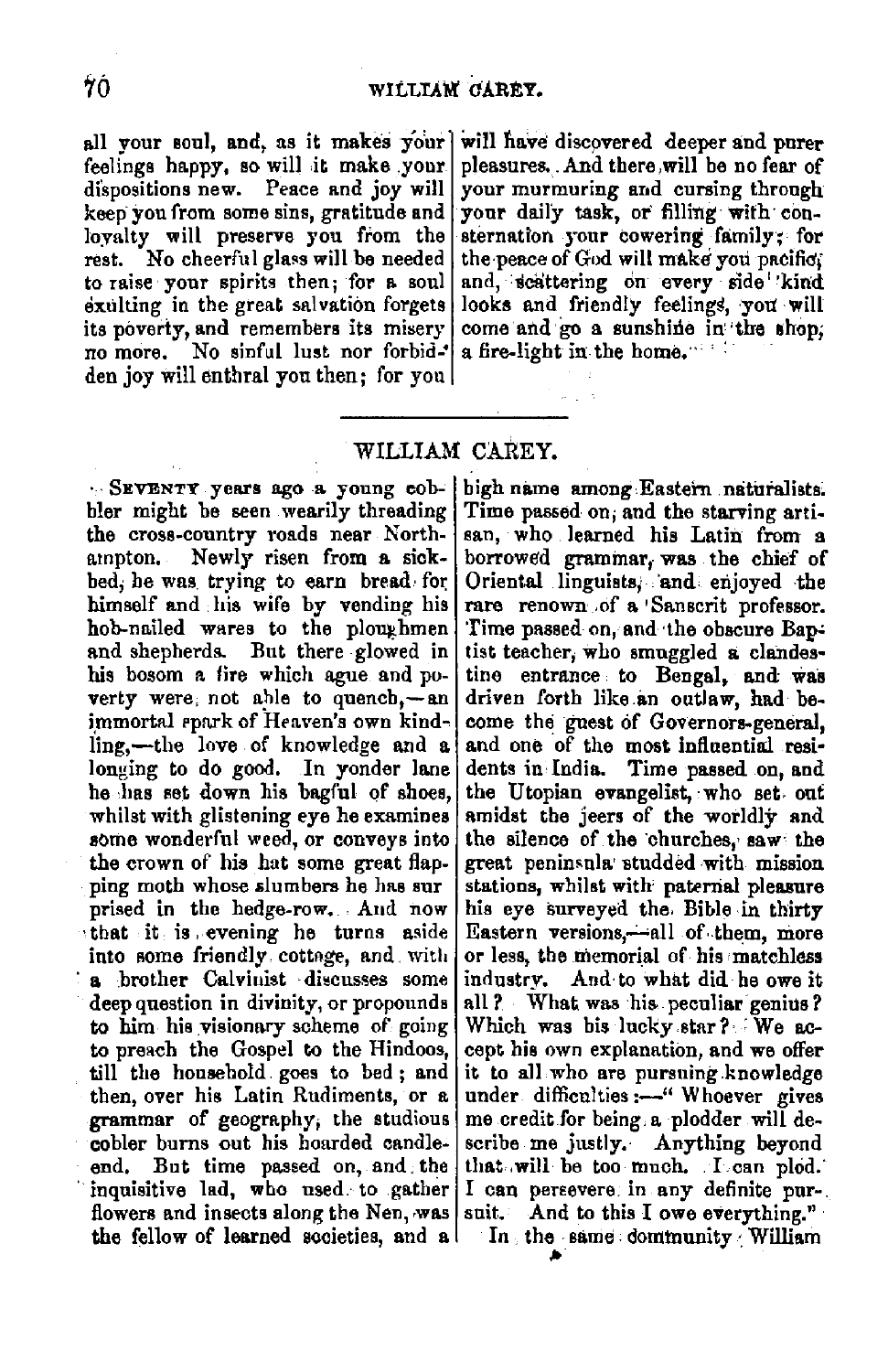all your soul, and, as it makes your feelings happy, so will it make your dispositions new. Peace and joy will keep you from some sins, gratitude and loyalty will preserve you from the rest. No cheerful glass will be needed to raise your spirits then; for a soul exulting in the great salvation forgets its poverty, and remembers its misery no more. No sinful lust nor forbidden joy will enthral you then; for you will have discovered deeper and purer pleasures. And there will be no fear of your murmuring and cursing through your daily task, or filling with consternation your cowering family; for the peace of God will make you pacific, and, scattering on every side kind looks and friendly feelings, you will come and go a sunshine in the shop, a fire-light in the home.

---

## WILLIAM CAREY.

SEVENTY years ago a young cobbler might be seen wearily threading the cross-country roads near Northampton. Newly risen from a sick-bed, he was trying to earn bread for himself and his wife by vending his hob-nailed wares to the ploughmen and shepherds. But there glowed in his bosom a fire which ague and poverty were not able to quench,—an immortal spark of Heaven's own kindling,—the love of knowledge and a longing to do good. In yonder lane he has set down his bagful of shoes, whilst with glistening eye he examines some wonderful weed, or conveys into the crown of his hat some great flapping moth whose slumbers he has surprised in the hedge-row. And now that it is evening he turns aside into some friendly cottage, and with a brother Calvinist discusses some deep question in divinity, or propounds to him his visionary scheme of going to preach the Gospel to the Hindoos, till the household goes to bed; and then, over his Latin Rudiments, or a grammar of geography, the studious cobler burns out his hoarded candle-end. But time passed on, and the inquisitive lad, who used to gather flowers and insects along the Nen, was the fellow of learned societies, and a high name among Eastern naturalists. Time passed on, and the starving artisan, who learned his Latin from a borrowed grammar, was the chief of Oriental linguists, and enjoyed the rare renown of a Sanscrit professor. Time passed on, and the obscure Baptist teacher, who smuggled a clandestine entrance to Bengal, and was driven forth like an outlaw, had become the guest of Governors-general, and one of the most influential residents in India. Time passed on, and the Utopian evangelist, who set out amidst the jeers of the worldly and the silence of the churches, saw the great peninsula studded with mission stations, whilst with paternal pleasure his eye surveyed the Bible in thirty Eastern versions,—all of them, more or less, the memorial of his matchless industry. And to what did he owe it all? What was his peculiar genius? Which was his lucky star? We accept his own explanation, and we offer it to all who are pursuing knowledge under difficulties:—"Whoever gives me credit for being a plodder will describe me justly. Anything beyond that will be too much. I can plod. I can persevere in any definite pursuit. And to this I owe everything."

In the same community William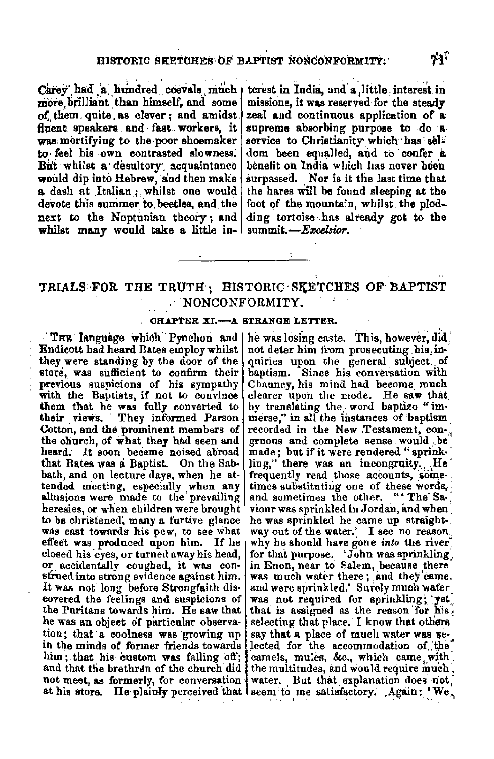Carey had a hundred coevals much more brilliant than himself, and some of them quite as clever; and amidst fluent speakers and fast workers, it was mortifying to the poor shoemaker to feel his own contrasted slowness. But whilst a desultory acquaintance would dip into Hebrew, and then make a dash at Italian; whilst one would devote this summer to beetles, and the next to the Neptunian theory; and whilst many would take a little interest in India, and a little interest in missions, it was reserved for the steady zeal and continuous application of a supreme absorbing purpose to do a service to Christianity which has seldom been equalled, and to confer a benefit on India which has never been surpassed. Nor is it the last time that the hares will be found sleeping at the foot of the mountain, whilst the plodding tortoise has already got to the summit.—*Excelsior.*

---

## TRIALS FOR THE TRUTH; HISTORIC SKETCHES OF BAPTIST NONCONFORMITY.

### CHAPTER XI.—A STRANGE LETTER.

The language which Pynchon and Endicott had heard Bates employ whilst they were standing by the door of the store, was sufficient to confirm their previous suspicions of his sympathy with the Baptists, if not to convince them that he was fully converted to their views. They informed Parson Cotton, and the prominent members of the church, of what they had seen and heard. It soon became noised abroad that Bates was a Baptist. On the Sabbath, and on lecture days, when he attended meeting, especially when any allusions were made to the prevailing heresies, or when children were brought to be christened, many a furtive glance was cast towards his pew, to see what effect was produced upon him. If he closed his eyes, or turned away his head, or accidentally coughed, it was construed into strong evidence against him. It was not long before Strongfaith discovered the feelings and suspicions of the Puritans towards him. He saw that he was an object of particular observation; that a coolness was growing up in the minds of former friends towards him; that his custom was falling off; and that the brethren of the church did not meet, as formerly, for conversation at his store. He plainly perceived that he was losing caste. This, however, did not deter him from prosecuting his inquiries upon the general subject of baptism. Since his conversation with Chauncy, his mind had become much clearer upon the mode. He saw that by translating the word baptizo "immerse," in all the instances of baptism recorded in the New Testament, congruous and complete sense would be made; but if it were rendered "sprinkling," there was an incongruity. He frequently read those accounts, sometimes substituting one of these words, and sometimes the other. "'The Saviour was sprinkled in Jordan, and when he was sprinkled he came up straightway out of the water.' I see no reason why he should have gone *into* the river for that purpose. 'John was sprinkling in Enon, near to Salem, because there was much water there; and they came and were sprinkled.' Surely much water was not required for sprinkling; yet that is assigned as the reason for his selecting that place. I know that others say that a place of much water was selected for the accommodation of the camels, mules, &c., which came with the multitudes, and would require much water. But that explanation does not seem to me satisfactory. Again: 'We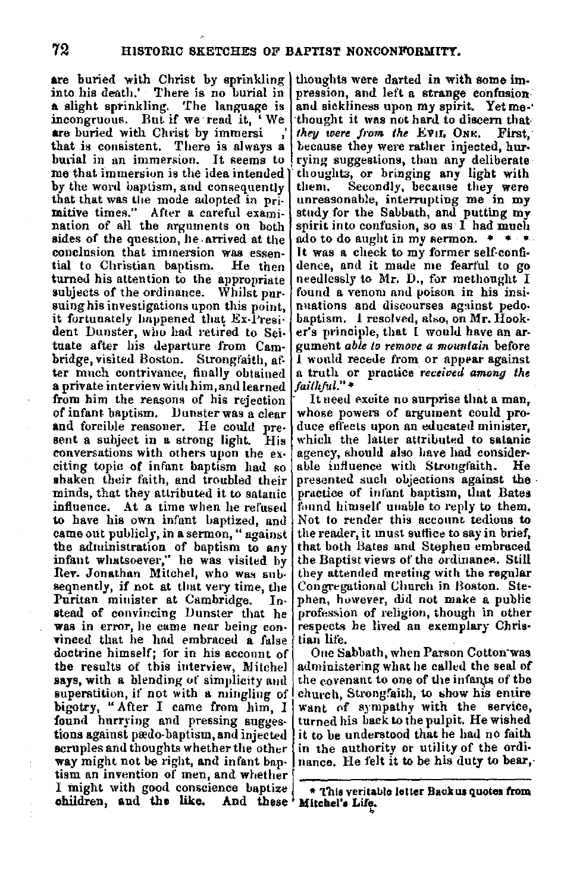are buried with Christ by sprinkling into his death.' There is no burial in a slight sprinkling. The language is incongruous. But if we read it, 'We are buried with Christ by immersi ,' that is consistent. There is always a burial in an immersion. It seems to me that immersion is the idea intended by the word baptism, and consequently that that was the mode adopted in primitive times." After a careful examination of all the arguments on both sides of the question, he arrived at the conclusion that immersion was essential to Christian baptism. He then turned his attention to the appropriate subjects of the ordinance. Whilst pursuing his investigations upon this point, it fortunately happened that Ex-President Dunster, who had retired to Scituate after his departure from Cambridge, visited Boston. Strongfaith, after much contrivance, finally obtained a private interview with him, and learned from him the reasons of his rejection of infant baptism. Dunster was a clear and forcible reasoner. He could present a subject in a strong light. His conversations with others upon the exciting topic of infant baptism had so shaken their faith, and troubled their minds, that they attributed it to satanic influence. At a time when he refused to have his own infant baptized, and came out publicly, in a sermon, "against the administration of baptism to any infant whatsoever," he was visited by Rev. Jonathan Mitchel, who was subsequently, if not at that very time, the Puritan minister at Cambridge. Instead of convincing Dunster that he was in error, he came near being convinced that he had embraced a false doctrine himself; for in his account of the results of this interview, Mitchel says, with a blending of simplicity and superstition, if not with a mingling of bigotry, "After I came from him, I found hurrying and pressing suggestions against pædo-baptism, and injected scruples and thoughts whether the other way might not be right, and infant baptism an invention of men, and whether I might with good conscience baptize children, and the like. And these thoughts were darted in with some impression, and left a strange confusion and sickliness upon my spirit. Yet methought it was not hard to discern that *they were from the* EVIL ONE. First, because they were rather injected, hurrying suggestions, than any deliberate thoughts, or bringing any light with them. Secondly, because they were unreasonable, interrupting me in my study for the Sabbath, and putting my spirit into confusion, so as I had much ado to do aught in my sermon. * * * It was a check to my former self-confidence, and it made me fearful to go needlessly to Mr. D., for methought I found a venom and poison in his insinuations and discourses against pedobaptism. I resolved, also, on Mr. Hooker's principle, that I would have an argument *able to remove a mountain* before I would recede from or appear against a truth or practice *received among the faithful*."*

It need excite no surprise that a man, whose powers of argument could produce effects upon an educated minister, which the latter attributed to satanic agency, should also have had considerable influence with Strongfaith. He presented such objections against the practice of infant baptism, that Bates found himself unable to reply to them. Not to render this account tedious to the reader, it must suffice to say in brief, that both Bates and Stephen embraced the Baptist views of the ordinance. Still they attended meeting with the regular Congregational Church in Boston. Stephen, however, did not make a public profession of religion, though in other respects he lived an exemplary Christian life.

One Sabbath, when Parson Cotton was administering what he called the seal of the covenant to one of the infants of the church, Strongfaith, to show his entire want of sympathy with the service, turned his back to the pulpit. He wished it to be understood that he had no faith in the authority or utility of the ordinance. He felt it to be his duty to bear,

---

* This veritable letter Backus quotes from Mitchel's Life.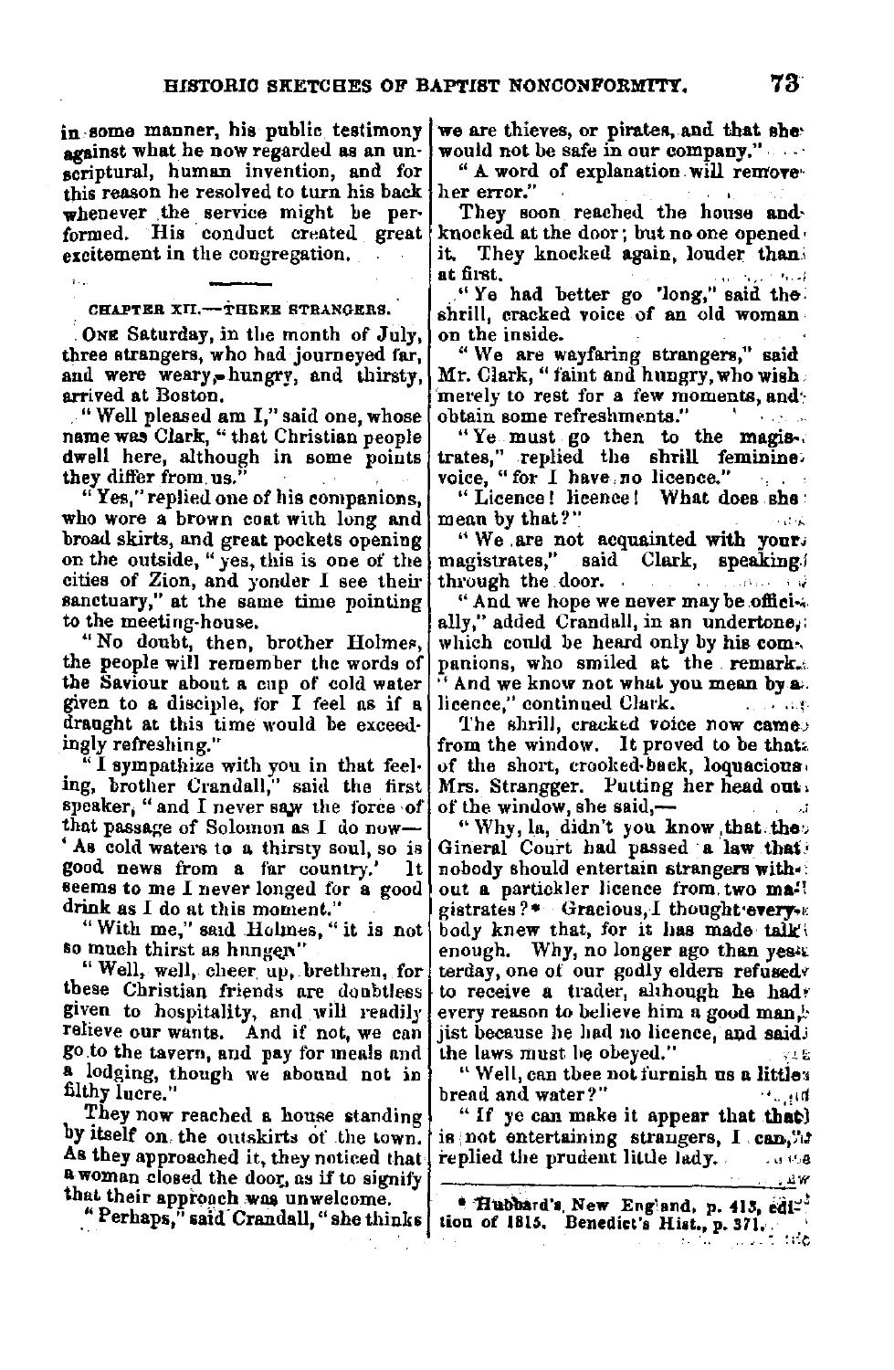in some manner, his public testimony against what he now regarded as an unscriptural, human invention, and for this reason he resolved to turn his back whenever the service might be performed. His conduct created great excitement in the congregation.

---

## CHAPTER XII.—THREE STRANGERS.

One Saturday, in the month of July, three strangers, who had journeyed far, and were weary, hungry, and thirsty, arrived at Boston.

"Well pleased am I," said one, whose name was Clark, "that Christian people dwell here, although in some points they differ from us."

"Yes," replied one of his companions, who wore a brown coat with long and broad skirts, and great pockets opening on the outside, "yes, this is one of the cities of Zion, and yonder I see their sanctuary," at the same time pointing to the meeting-house.

"No doubt, then, brother Holmes, the people will remember the words of the Saviour about a cup of cold water given to a disciple, for I feel as if a draught at this time would be exceedingly refreshing."

"I sympathize with you in that feeling, brother Crandall," said the first speaker, "and I never saw the force of that passage of Solomon as I do now—'As cold waters to a thirsty soul, so is good news from a far country.' It seems to me I never longed for a good drink as I do at this moment."

"With me," said Holmes, "it is not so much thirst as hunger."

"Well, well, cheer up, brethren, for these Christian friends are doubtless given to hospitality, and will readily relieve our wants. And if not, we can go to the tavern, and pay for meals and a lodging, though we abound not in filthy lucre."

They now reached a house standing by itself on the outskirts of the town. As they approached it, they noticed that a woman closed the door, as if to signify that their approach was unwelcome.

"Perhaps," said Crandall, "she thinks we are thieves, or pirates, and that she would not be safe in our company."

"A word of explanation will remove her error."

They soon reached the house and knocked at the door; but no one opened it. They knocked again, louder than at first.

"Ye had better go 'long," said the shrill, cracked voice of an old woman on the inside.

"We are wayfaring strangers," said Mr. Clark, "faint and hungry, who wish merely to rest for a few moments, and obtain some refreshments."

"Ye must go then to the magistrates," replied the shrill feminine voice, "for I have no licence."

"Licence! licence! What does she mean by that?"

"We are not acquainted with your magistrates," said Clark, speaking through the door.

"And we hope we never may be officially," added Crandall, in an undertone, which could be heard only by his companions, who smiled at the remark.

"And we know not what you mean by a licence," continued Clark.

The shrill, cracked voice now came from the window. It proved to be that of the short, crooked-back, loquacious Mrs. Strangger. Putting her head out of the window, she said,—

"Why, la, didn't you know that the Gineral Court had passed a law that nobody should entertain strangers without a partickler licence from two magistrates?* Gracious, I thought everybody knew that, for it has made talk enough. Why, no longer ago than yesterday, one of our godly elders refused to receive a trader, although he had every reason to believe him a good man, jist because he had no licence, and said the laws must be obeyed."

"Well, can thee not furnish us a little bread and water?"

"If ye can make it appear that that is not entertaining strangers, I can," replied the prudent little lady.

---

\* Hubbard's, New England, p. 413, edition of 1815. Benedict's Hist., p. 371.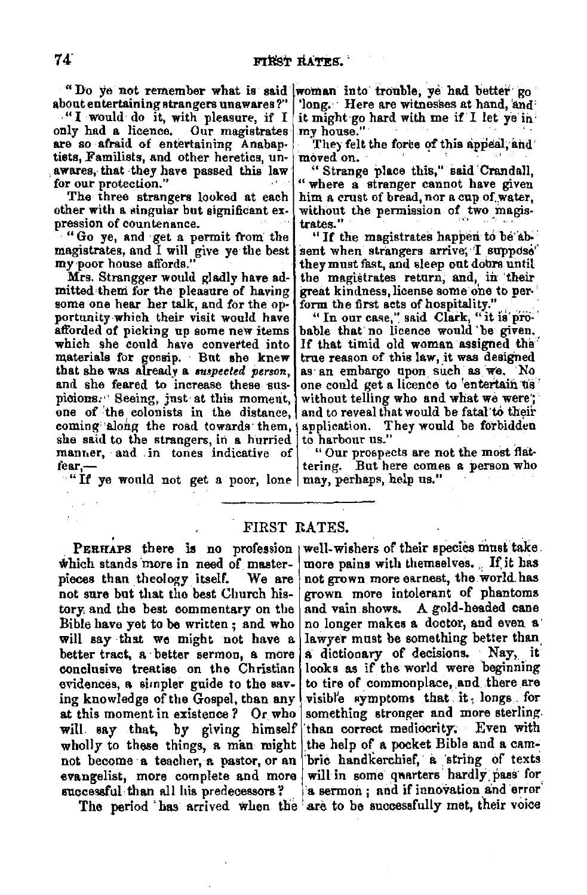"Do ye not remember what is said about entertaining strangers unawares?"

"I would do it, with pleasure, if I only had a licence. Our magistrates are so afraid of entertaining Anabaptists, Familists, and other heretics, unawares, that they have passed this law for our protection."

The three strangers looked at each other with a singular but significant expression of countenance.

"Go ye, and get a permit from the magistrates, and I will give ye the best my poor house affords."

Mrs. Strangger would gladly have admitted them for the pleasure of having some one hear her talk, and for the opportunity which their visit would have afforded of picking up some new items which she could have converted into materials for gossip. But she knew that she was already a *suspected person*, and she feared to increase these suspicions. Seeing, just at this moment, one of the colonists in the distance, coming along the road towards them, she said to the strangers, in a hurried manner, and in tones indicative of fear,—

"If ye would not get a poor, lone woman into trouble, ye had better go 'long. Here are witnesses at hand, and it might go hard with me if I let ye in my house."

They felt the force of this appeal, and moved on.

"Strange place this," said Crandall, "where a stranger cannot have given him a crust of bread, nor a cup of water, without the permission of two magistrates."

"If the magistrates happen to be absent when strangers arrive, I suppose they must fast, and sleep out doors until the magistrates return, and, in their great kindness, license some one to perform the first acts of hospitality."

"In our case," said Clark, "it is probable that no licence would be given. If that timid old woman assigned the true reason of this law, it was designed as an embargo upon such as we. No one could get a licence to entertain us without telling who and what we were; and to reveal that would be fatal to their application. They would be forbidden to harbour us."

"Our prospects are not the most flattering. But here comes a person who may, perhaps, help us."

---

## FIRST RATES.

Perhaps there is no profession which stands more in need of masterpieces than theology itself. We are not sure but that the best Church history and the best commentary on the Bible have yet to be written; and who will say that we might not have a better tract, a better sermon, a more conclusive treatise on the Christian evidences, a simpler guide to the saving knowledge of the Gospel, than any at this moment in existence? Or who will say that, by giving himself wholly to these things, a man might not become a teacher, a pastor, or an evangelist, more complete and more successful than all his predecessors?

The period has arrived when the well-wishers of their species must take more pains with themselves. If it has not grown more earnest, the world has grown more intolerant of phantoms and vain shows. A gold-headed cane no longer makes a doctor, and even a lawyer must be something better than a dictionary of decisions. Nay, it looks as if the world were beginning to tire of commonplace, and there are visible symptoms that it longs for something stronger and more sterling than correct mediocrity. Even with the help of a pocket Bible and a cambric handkerchief, a string of texts will in some quarters hardly pass for a sermon; and if innovation and error are to be successfully met, their voice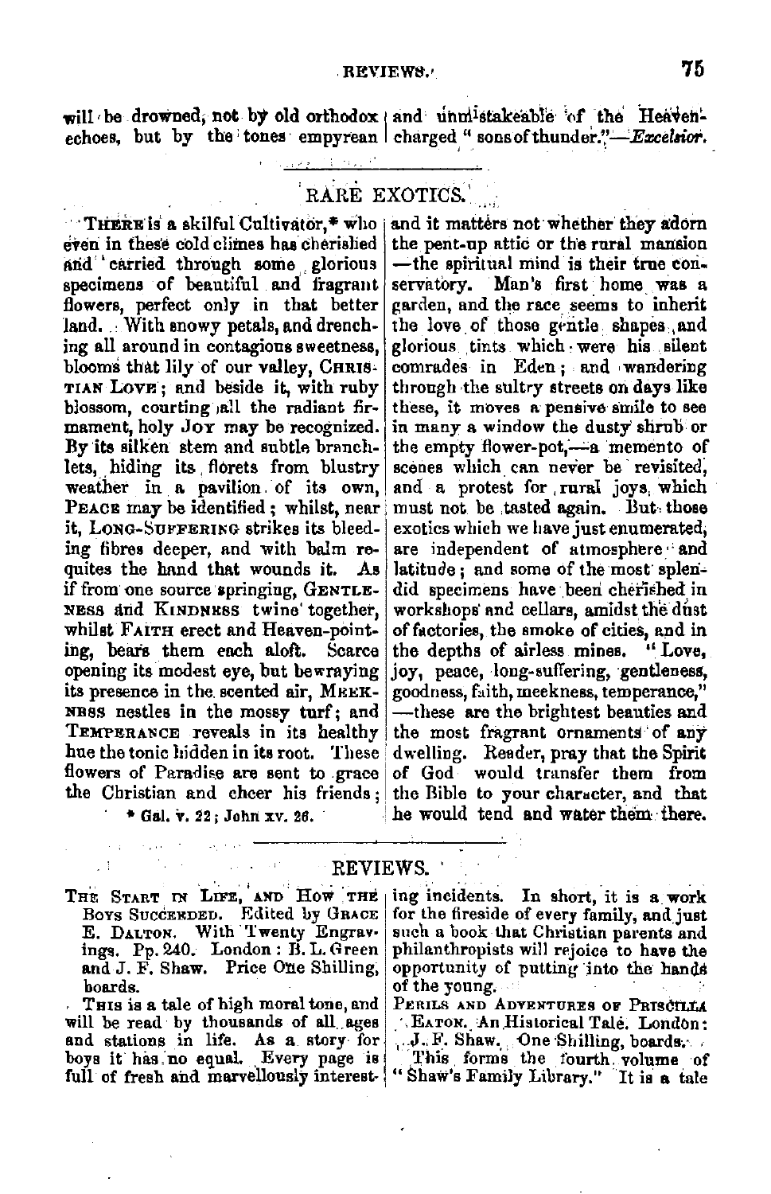will be drowned, not by old orthodox echoes, but by the tones empyrean and unmistakeable of the Heaven-charged "sons of thunder."—*Excelsior.*

## RARE EXOTICS.

There is a skilful Cultivator,* who even in these cold climes has cherished and carried through some glorious specimens of beautiful and fragrant flowers, perfect only in that better land. With snowy petals, and drenching all around in contagious sweetness, blooms that lily of our valley, Christian Love; and beside it, with ruby blossom, courting all the radiant firmament, holy Joy may be recognized. By its silken stem and subtle branchlets, hiding its florets from blustry weather in a pavilion of its own, Peace may be identified; whilst, near it, Long-Suffering strikes its bleeding fibres deeper, and with balm requites the hand that wounds it. As if from one source springing, Gentleness and Kindness twine together, whilst Faith erect and Heaven-pointing, bears them each aloft. Scarce opening its modest eye, but bewraying its presence in the scented air, Meekness nestles in the mossy turf; and Temperance reveals in its healthy hue the tonic hidden in its root. These flowers of Paradise are sent to grace the Christian and cheer his friends; and it matters not whether they adorn the pent-up attic or the rural mansion—the spiritual mind is their true conservatory. Man's first home was a garden, and the race seems to inherit the love of those gentle shapes and glorious tints which were his silent comrades in Eden; and wandering through the sultry streets on days like these, it moves a pensive smile to see in many a window the dusty shrub or the empty flower-pot,—a memento of scenes which can never be revisited, and a protest for rural joys, which must not be tasted again. But those exotics which we have just enumerated, are independent of atmosphere and latitude; and some of the most splendid specimens have been cherished in workshops and cellars, amidst the dust of factories, the smoke of cities, and in the depths of airless mines. "Love, joy, peace, long-suffering, gentleness, goodness, faith, meekness, temperance,"—these are the brightest beauties and the most fragrant ornaments of any dwelling. Reader, pray that the Spirit of God would transfer them from the Bible to your character, and that he would tend and water them there.

\* Gal. v. 22; John xv. 26.

## REVIEWS.

The Start in Life, and How the Boys Succeeded. Edited by Grace E. Dalton. With Twenty Engravings. Pp. 240. London: B. L. Green and J. F. Shaw. Price One Shilling, boards.

This is a tale of high moral tone, and will be read by thousands of all ages and stations in life. As a story for boys it has no equal. Every page is full of fresh and marvellously interesting incidents. In short, it is a work for the fireside of every family, and just such a book that Christian parents and philanthropists will rejoice to have the opportunity of putting into the hands of the young.

Perils and Adventures of Priscilla Eaton. An Historical Tale. London: J. F. Shaw. One Shilling, boards.

This forms the fourth volume of "Shaw's Family Library." It is a tale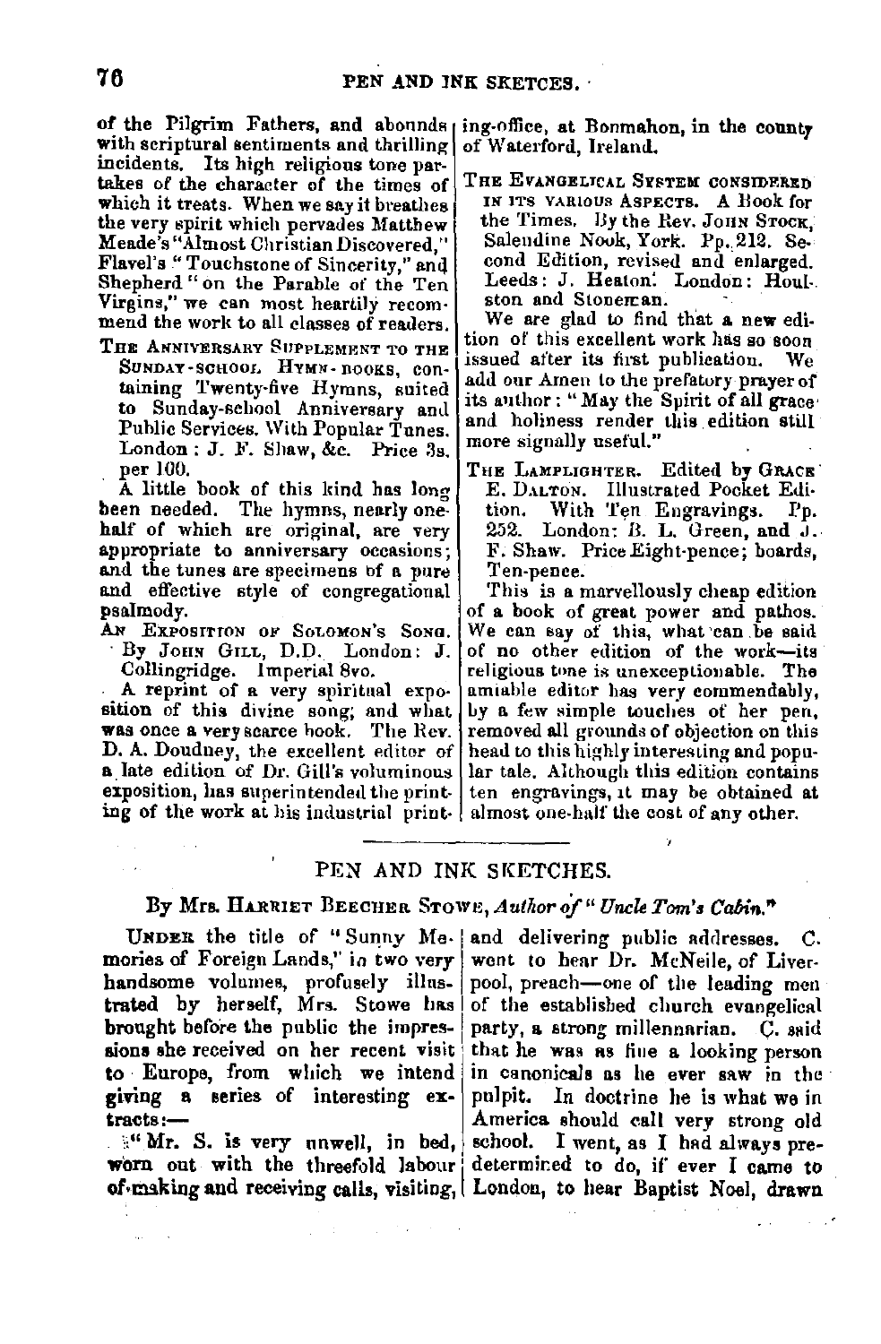of the Pilgrim Fathers, and abounds with scriptural sentiments and thrilling incidents. Its high religious tone partakes of the character of the times of which it treats. When we say it breathes the very spirit which pervades Matthew Meade's "Almost Christian Discovered," Flavel's "Touchstone of Sincerity," and Shepherd "on the Parable of the Ten Virgins," we can most heartily recommend the work to all classes of readers.

The Anniversary Supplement to the Sunday-school Hymn-books, containing Twenty-five Hymns, suited to Sunday-school Anniversary and Public Services. With Popular Tunes. London: J. F. Shaw, &c. Price 3s. per 100.

A little book of this kind has long been needed. The hymns, nearly one-half of which are original, are very appropriate to anniversary occasions; and the tunes are specimens of a pure and effective style of congregational psalmody.

An Exposition of Solomon's Song. By John Gill, D.D. London: J. Collingridge. Imperial 8vo.

A reprint of a very spiritual exposition of this divine song; and what was once a very scarce book. The Rev. D. A. Doudney, the excellent editor of a late edition of Dr. Gill's voluminous exposition, has superintended the printing of the work at his industrial printing-office, at Bonmahon, in the county of Waterford, Ireland.

The Evangelical System considered in its various Aspects. A Book for the Times. By the Rev. John Stock, Salendine Nook, York. Pp. 212. Second Edition, revised and enlarged. Leeds: J. Heaton. London: Houlston and Stoneman.

We are glad to find that a new edition of this excellent work has so soon issued after its first publication. We add our Amen to the prefatory prayer of its author: "May the Spirit of all grace and holiness render this edition still more signally useful."

The Lamplighter. Edited by Grace E. Dalton. Illustrated Pocket Edition. With Ten Engravings. Pp. 252. London: B. L. Green, and J. F. Shaw. Price Eight-pence; boards, Ten-pence.

This is a marvellously cheap edition of a book of great power and pathos. We can say of this, what can be said of no other edition of the work—its religious tone is unexceptionable. The amiable editor has very commendably, by a few simple touches of her pen, removed all grounds of objection on this head to this highly interesting and popular tale. Although this edition contains ten engravings, it may be obtained at almost one-half the cost of any other.

---

## PEN AND INK SKETCHES.

### By Mrs. Harriet Beecher Stowe, *Author of "Uncle Tom's Cabin."*

Under the title of "Sunny Memories of Foreign Lands," in two very handsome volumes, profusely illustrated by herself, Mrs. Stowe has brought before the public the impressions she received on her recent visit to Europe, from which we intend giving a series of interesting extracts:—

"Mr. S. is very unwell, in bed, worn out with the threefold labour of making and receiving calls, visiting, and delivering public addresses. C. went to hear Dr. McNeile, of Liverpool, preach—one of the leading men of the established church evangelical party, a strong millennarian. C. said that he was as fine a looking person in canonicals as he ever saw in the pulpit. In doctrine he is what we in America should call very strong old school. I went, as I had always predetermined to do, if ever I came to London, to hear Baptist Noel, drawn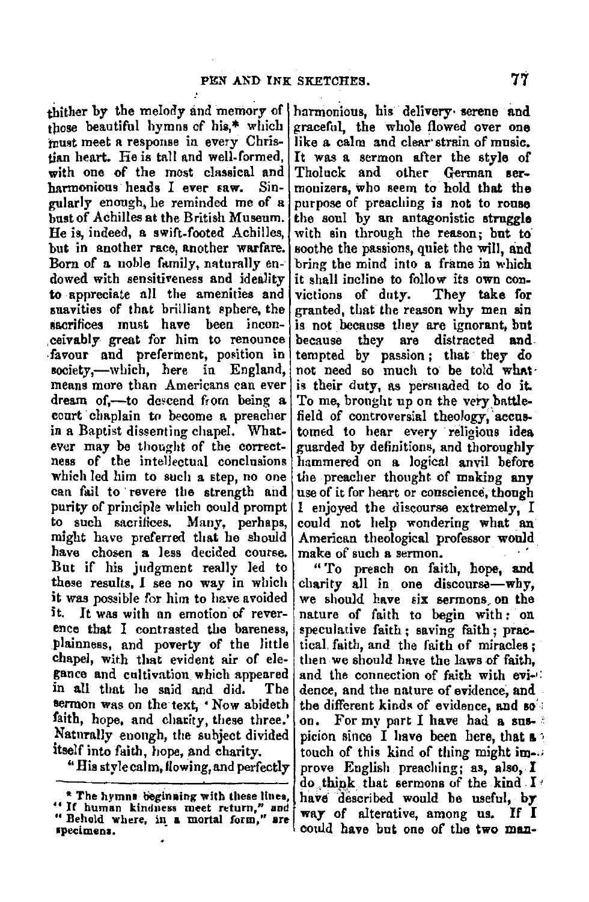thither by the melody and memory of those beautiful hymns of his,* which must meet a response in every Christian heart. He is tall and well-formed, with one of the most classical and harmonious heads I ever saw. Singularly enough, he reminded me of a bust of Achilles at the British Museum. He is, indeed, a swift-footed Achilles, but in another race, another warfare. Born of a noble family, naturally endowed with sensitiveness and ideality to appreciate all the amenities and suavities of that brilliant sphere, the sacrifices must have been inconceivably great for him to renounce favour and preferment, position in society,—which, here in England, means more than Americans can ever dream of,—to descend from being a court chaplain to become a preacher in a Baptist dissenting chapel. Whatever may be thought of the correctness of the intellectual conclusions which led him to such a step, no one can fail to revere the strength and purity of principle which could prompt to such sacrifices. Many, perhaps, might have preferred that he should have chosen a less decided course. But if his judgment really led to these results, I see no way in which it was possible for him to have avoided it. It was with an emotion of reverence that I contrasted the bareness, plainness, and poverty of the little chapel, with that evident air of elegance and cultivation which appeared in all that he said and did. The sermon was on the text, 'Now abideth faith, hope, and charity, these three.' Naturally enough, the subject divided itself into faith, hope, and charity.

"His style calm, flowing, and perfectly harmonious, his delivery serene and graceful, the whole flowed over one like a calm and clear strain of music. It was a sermon after the style of Tholuck and other German sermonizers, who seem to hold that the purpose of preaching is not to rouse the soul by an antagonistic struggle with sin through the reason; but to soothe the passions, quiet the will, and bring the mind into a frame in which it shall incline to follow its own convictions of duty. They take for granted, that the reason why men sin is not because they are ignorant, but because they are distracted and tempted by passion; that they do not need so much to be told what is their duty, as persuaded to do it. To me, brought up on the very battle-field of controversial theology, accustomed to hear every religious idea guarded by definitions, and thoroughly hammered on a logical anvil before the preacher thought of making any use of it for heart or conscience, though I enjoyed the discourse extremely, I could not help wondering what an American theological professor would make of such a sermon.

"To preach on faith, hope, and charity all in one discourse—why, we should have six sermons on the nature of faith to begin with: on speculative faith; saving faith; practical faith, and the faith of miracles; then we should have the laws of faith, and the connection of faith with evidence, and the nature of evidence, and the different kinds of evidence, and so on. For my part I have had a suspicion since I have been here, that a touch of this kind of thing might improve English preaching; as, also, I do think that sermons of the kind I have described would be useful, by way of alterative, among us. If I could have but one of the two man-

---

* The hymns beginning with these lines, "If human kindness meet return," and "Behold where, in a mortal form," are specimens.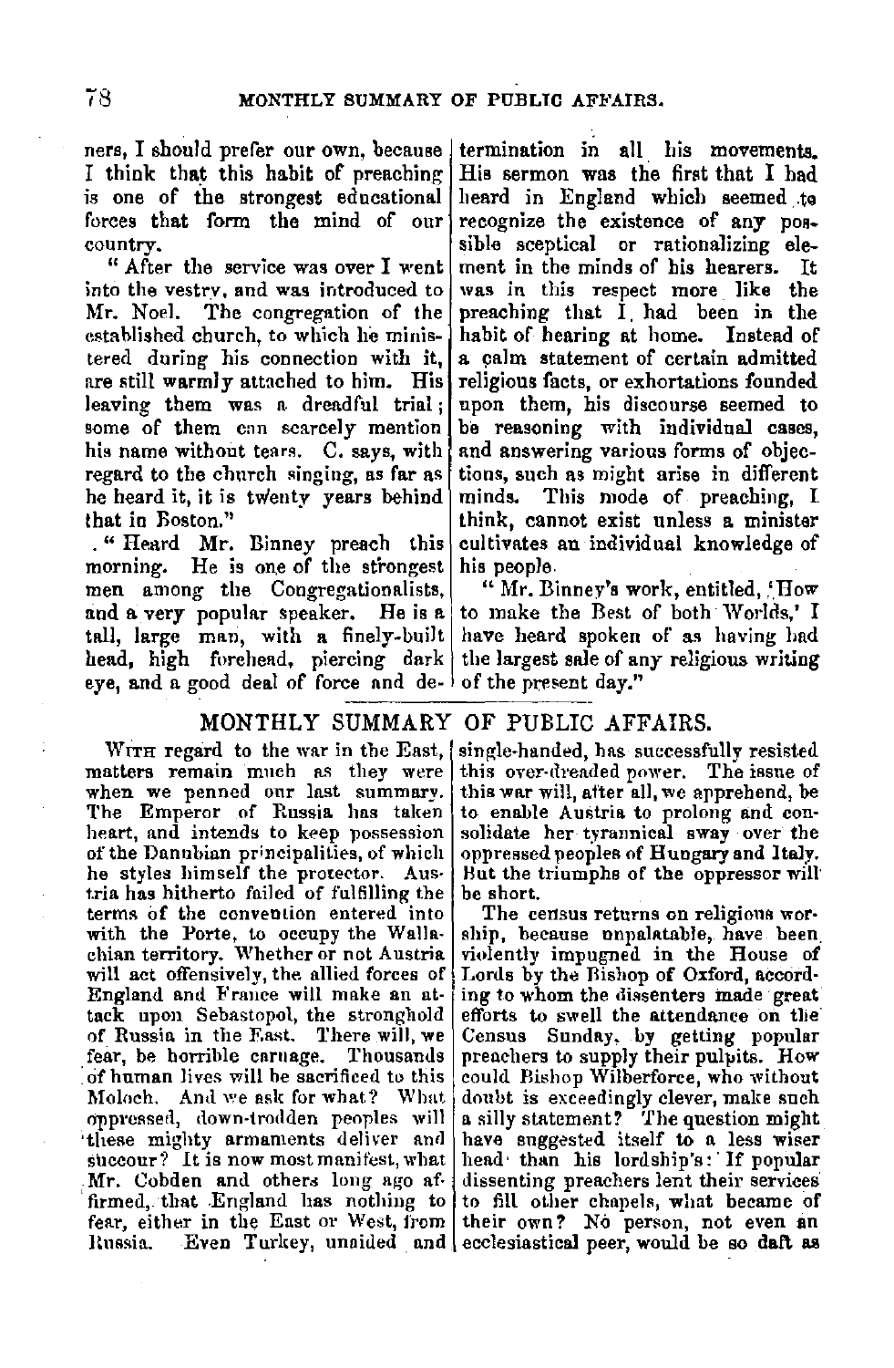ners, I should prefer our own, because I think that this habit of preaching is one of the strongest educational forces that form the mind of our country.

"After the service was over I went into the vestry, and was introduced to Mr. Noel. The congregation of the established church, to which he ministered during his connection with it, are still warmly attached to him. His leaving them was a dreadful trial; some of them can scarcely mention his name without tears. C. says, with regard to the church singing, as far as he heard it, it is twenty years behind that in Boston."

"Heard Mr. Binney preach this morning. He is one of the strongest men among the Congregationalists, and a very popular speaker. He is a tall, large man, with a finely-built head, high forehead, piercing dark eye, and a good deal of force and determination in all his movements. His sermon was the first that I had heard in England which seemed to recognize the existence of any possible sceptical or rationalizing element in the minds of his hearers. It was in this respect more like the preaching that I had been in the habit of hearing at home. Instead of a calm statement of certain admitted religious facts, or exhortations founded upon them, his discourse seemed to be reasoning with individual cases, and answering various forms of objections, such as might arise in different minds. This mode of preaching, I think, cannot exist unless a minister cultivates an individual knowledge of his people.

"Mr. Binney's work, entitled, 'How to make the Best of both Worlds,' I have heard spoken of as having had the largest sale of any religious writing of the present day."

## MONTHLY SUMMARY OF PUBLIC AFFAIRS.

With regard to the war in the East, matters remain much as they were when we penned our last summary. The Emperor of Russia has taken heart, and intends to keep possession of the Danubian principalities, of which he styles himself the protector. Austria has hitherto failed of fulfilling the terms of the convention entered into with the Porte, to occupy the Wallachian territory. Whether or not Austria will act offensively, the allied forces of England and France will make an attack upon Sebastopol, the stronghold of Russia in the East. There will, we fear, be horrible carnage. Thousands of human lives will be sacrificed to this Moloch. And we ask for what? What oppressed, down-trodden peoples will these mighty armaments deliver and succour? It is now most manifest, what Mr. Cobden and others long ago affirmed, that England has nothing to fear, either in the East or West, from Russia. Even Turkey, unaided and single-handed, has successfully resisted this over-dreaded power. The issue of this war will, after all, we apprehend, be to enable Austria to prolong and consolidate her tyrannical sway over the oppressed peoples of Hungary and Italy. But the triumphs of the oppressor will be short.

The census returns on religious worship, because unpalatable, have been violently impugned in the House of Lords by the Bishop of Oxford, according to whom the dissenters made great efforts to swell the attendance on the Census Sunday, by getting popular preachers to supply their pulpits. How could Bishop Wilberforce, who without doubt is exceedingly clever, make such a silly statement? The question might have suggested itself to a less wiser head than his lordship's: If popular dissenting preachers lent their services to fill other chapels, what became of their own? No person, not even an ecclesiastical peer, would be so daft as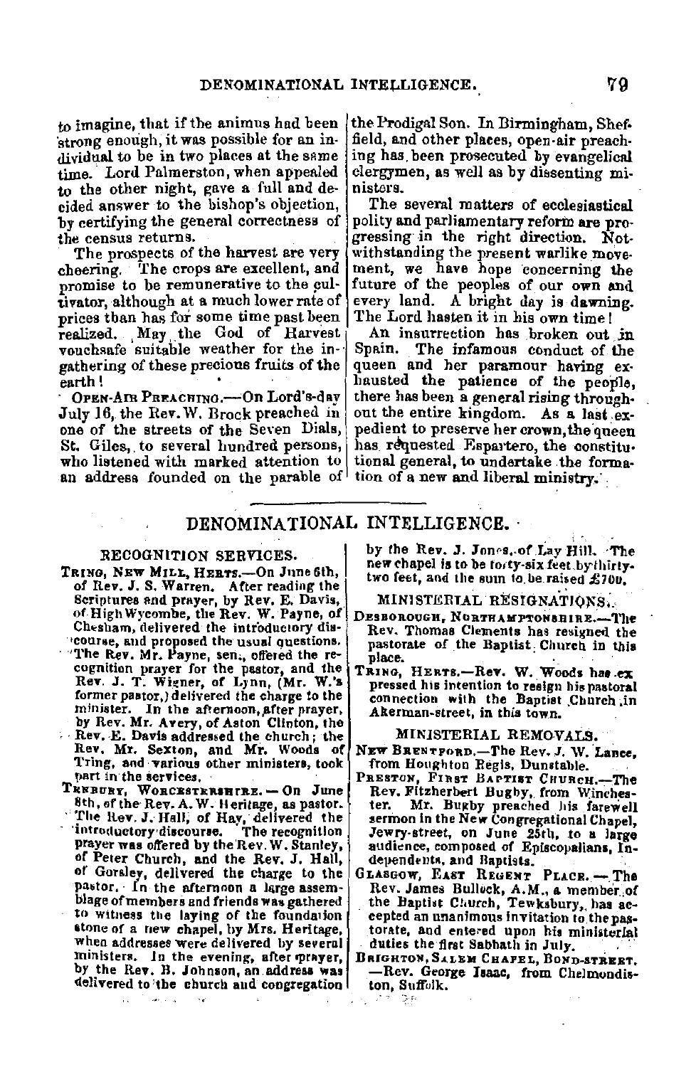to imagine, that if the animus had been strong enough, it was possible for an individual to be in two places at the same time. Lord Palmerston, when appealed to the other night, gave a full and decided answer to the bishop's objection, by certifying the general correctness of the census returns.

The prospects of the harvest are very cheering. The crops are excellent, and promise to be remunerative to the cultivator, although at a much lower rate of prices than has for some time past been realized. May the God of Harvest vouchsafe suitable weather for the ingathering of these precious fruits of the earth!

OPEN-AIR PREACHING.—On Lord's-day July 16, the Rev. W. Brock preached in one of the streets of the Seven Dials, St. Giles, to several hundred persons, who listened with marked attention to an address founded on the parable of the Prodigal Son. In Birmingham, Sheffield, and other places, open-air preaching has been prosecuted by evangelical clergymen, as well as by dissenting ministers.

The several matters of ecclesiastical polity and parliamentary reform are progressing in the right direction. Notwithstanding the present warlike movement, we have hope concerning the future of the peoples of our own and every land. A bright day is dawning. The Lord hasten it in his own time!

An insurrection has broken out in Spain. The infamous conduct of the queen and her paramour having exhausted the patience of the people, there has been a general rising throughout the entire kingdom. As a last expedient to preserve her crown, the queen has requested Espartero, the constitutional general, to undertake the formation of a new and liberal ministry.

## DENOMINATIONAL INTELLIGENCE.

### RECOGNITION SERVICES.

TRING, NEW MILL, HERTS.—On June 6th, of Rev. J. S. Warren. After reading the Scriptures and prayer, by Rev. E. Davis, of High Wycombe, the Rev. W. Payne, of Chesham, delivered the introductory discourse, and proposed the usual questions. The Rev. Mr. Payne, sen., offered the recognition prayer for the pastor, and the Rev. J. T. Wigner, of Lynn, (Mr. W.'s former pastor,) delivered the charge to the minister. In the afternoon, after prayer, by Rev. Mr. Avery, of Aston Clinton, the Rev. E. Davis addressed the church; the Rev. Mr. Sexton, and Mr. Woods of Tring, and various other ministers, took part in the services.

TEWKESBURY, WORCESTERSHIRE.—On June 8th, of the Rev. A. W. Heritage, as pastor. The Rev. J. Hall, of Hay, delivered the introductory discourse. The recognition prayer was offered by the Rev. W. Stanley, of Peter Church, and the Rev. J. Hall, of Gorsley, delivered the charge to the pastor. In the afternoon a large assemblage of members and friends was gathered to witness the laying of the foundation stone of a new chapel, by Mrs. Heritage, when addresses were delivered by several ministers. In the evening, after prayer, by the Rev. B. Johnson, an address was delivered to the church and congregation by the Rev. J. Jones, of Lay Hill. The new chapel is to be forty-six feet by thirty-two feet, and the sum to be raised £700.

### MINISTERIAL RESIGNATIONS.

DESBOROUGH, NORTHAMPTONSHIRE.—The Rev. Thomas Clements has resigned the pastorate of the Baptist Church in this place.

TRING, HERTS.—Rev. W. Woods has expressed his intention to resign his pastoral connection with the Baptist Church in Akerman-street, in this town.

### MINISTERIAL REMOVALS.

NEW BRENTFORD.—The Rev. J. W. Lance, from Houghton Regis, Dunstable.

PRESTON, FIRST BAPTIST CHURCH.—The Rev. Fitzherbert Bugby, from Winchester. Mr. Bugby preached his farewell sermon in the New Congregational Chapel, Jewry-street, on June 25th, to a large audience, composed of Episcopalians, Independents, and Baptists.

GLASGOW, EAST REGENT PLACE.—The Rev. James Bulluck, A.M., a member of the Baptist Church, Tewksbury, has accepted an unanimous invitation to the pastorate, and entered upon his ministerial duties the first Sabbath in July.

BRIGHTON, SALEM CHAPEL, BOND-STREET.—Rev. George Isaac, from Chelmondiston, Suffolk.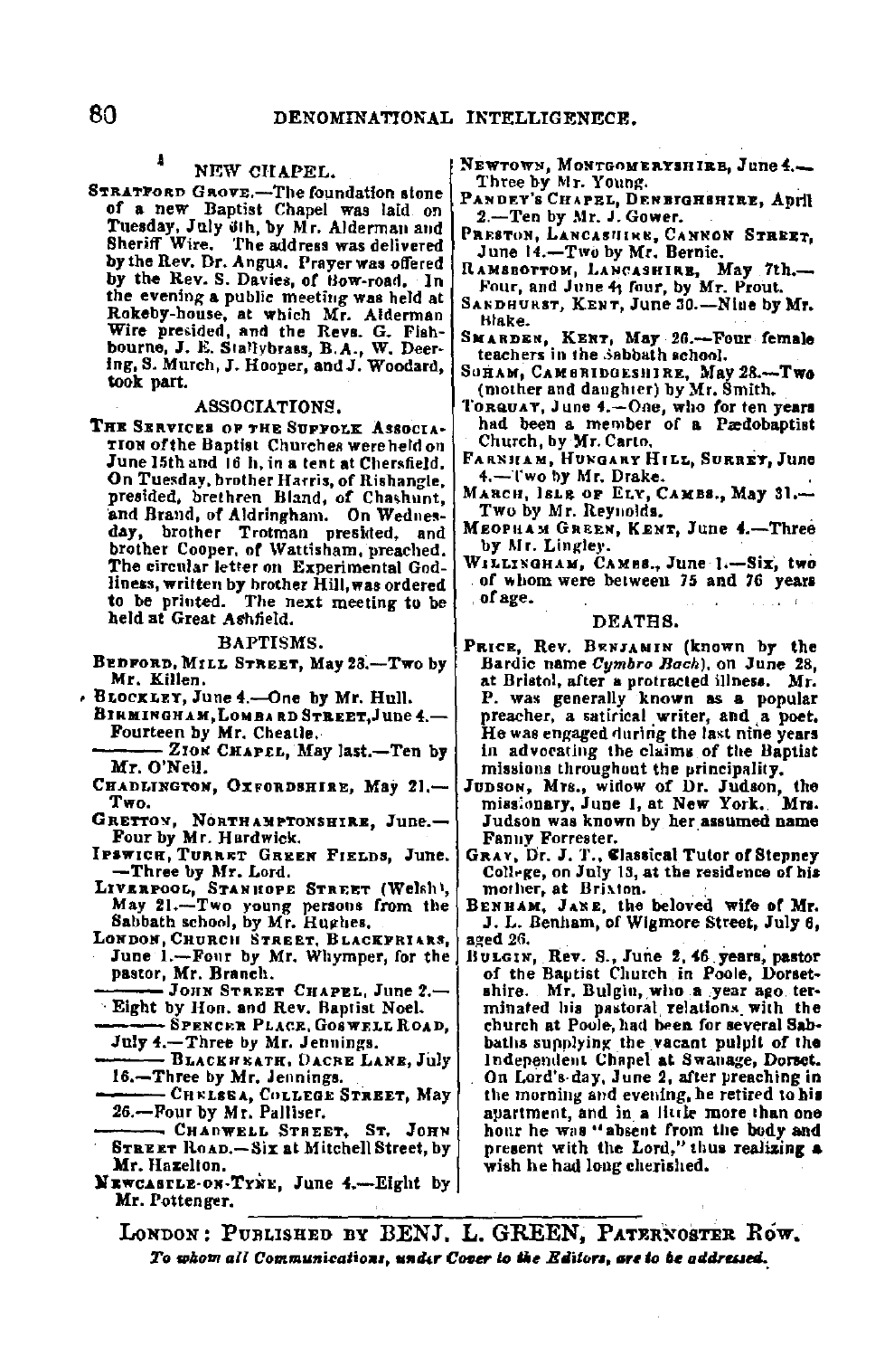## NEW CHAPEL.

**Stratford Grove.**—The foundation stone of a new Baptist Chapel was laid on Tuesday, July 9th, by Mr. Alderman and Sheriff Wire. The address was delivered by the Rev. Dr. Angus. Prayer was offered by the Rev. S. Davies, of Bow-road. In the evening a public meeting was held at Rokeby-house, at which Mr. Alderman Wire presided, and the Revs. G. Fishbourne, J. E. Stallybrass, B.A., W. Deerlng, S. Murch, J. Hooper, and J. Woodard, took part.

## ASSOCIATIONS.

**The Services of the Suffolk Association** of the Baptist Churches were held on June 15th and 16 h, in a tent at Chersfield. On Tuesday, brother Harris, of Rishangle, presided, brethren Bland, of Chashunt, and Brand, of Aldringham. On Wednesday, brother Trotman presided, and brother Cooper, of Wattisham, preached. The circular letter on Experimental Godliness, written by brother Hill, was ordered to be printed. The next meeting to be held at Great Ashfield.

## BAPTISMS.

**Bedford, Mill Street,** May 23.—Two by Mr. Killen.

**Blockley,** June 4.—One by Mr. Hull.

**Birmingham, Lombard Street,** June 4.—Fourteen by Mr. Cheatle.

——— **Zion Chapel,** May last.—Ten by Mr. O'Neil.

**Chadlington, Oxfordshire,** May 21.—Two.

**Gretton, Northamptonshire,** June.—Four by Mr. Hardwick.

**Ipswich, Turret Green Fields,** June.—Three by Mr. Lord.

**Liverpool, Stanhope Street (Welsh),** May 21.—Two young persons from the Sabbath school, by Mr. Hughes.

**London, Church Street, Blackfriars,** June 1.—Four by Mr. Whymper, for the pastor, Mr. Branch.

——— **John Street Chapel,** June 2.—Eight by Hon. and Rev. Baptist Noel.

——— **Spencer Place, Goswell Road,** July 4.—Three by Mr. Jennings.

——— **Blackheath, Dacre Lane,** July 16.—Three by Mr. Jennings.

——— **Chelsea, College Street,** May 26.—Four by Mr. Palliser.

——— **Chadwell Street, St. John Street Road.**—Six at Mitchell Street, by Mr. Hazelton.

**Newcastle-on-Tyne,** June 4.—Eight by Mr. Pottenger.

**Newtown, Montgomeryshire,** June 4.—Three by Mr. Young.

**Pandey's Chapel, Denbighshire,** April 2.—Ten by Mr. J. Gower.

**Preston, Lancashire, Cannon Street,** June 14.—Two by Mr. Bernie.

**Ramsbottom, Lancashire,** May 7th.—Four, and June 4, four, by Mr. Prout.

**Sandhurst, Kent,** June 30.—Nine by Mr. Blake.

**Smarden, Kent,** May 26.—Four female teachers in the Sabbath school.

**Soham, Cambridgeshire,** May 28.—Two (mother and daughter) by Mr. Smith.

**Torquay,** June 4.—One, who for ten years had been a member of a Pædobaptist Church, by Mr. Carto.

**Farnham, Hungary Hill, Surrey,** June 4.—Two by Mr. Drake.

**March, Isle of Ely, Cambs.,** May 31.—Two by Mr. Reynolds.

**Meopham Green, Kent,** June 4.—Three by Mr. Lingley.

**Willingham, Cambs.,** June 1.—Six, two of whom were between 75 and 76 years of age.

## DEATHS.

**Price,** Rev. **Benjamin** (known by the Bardic name *Cymbro Bach*), on June 28, at Bristol, after a protracted illness. Mr. P. was generally known as a popular preacher, a satirical writer, and a poet. He was engaged during the last nine years in advocating the claims of the Baptist missions throughout the principality.

**Judson,** Mrs., widow of Dr. Judson, the missionary, June 1, at New York. Mrs. Judson was known by her assumed name Fanny Forrester.

**Gray,** Dr. J. T., Classical Tutor of Stepney College, on July 13, at the residence of his mother, at Brixton.

**Benham, Jane,** the beloved wife of Mr. J. L. Benham, of Wigmore Street, July 6, aged 26.

**Bulgin,** Rev. S., June 2, 46 years, pastor of the Baptist Church in Poole, Dorsetshire. Mr. Bulgin, who a year ago terminated his pastoral relations with the church at Poole, had been for several Sabbaths supplying the vacant pulpit of the Independent Chapel at Swanage, Dorset. On Lord's-day, June 2, after preaching in the morning and evening, he retired to his apartment, and in a little more than one hour he was "absent from the body and present with the Lord," thus realizing a wish he had long cherished.

---

London: Published by BENJ. L. GREEN, Paternoster Row.

*To whom all Communications, under Cover to the Editors, are to be addressed.*